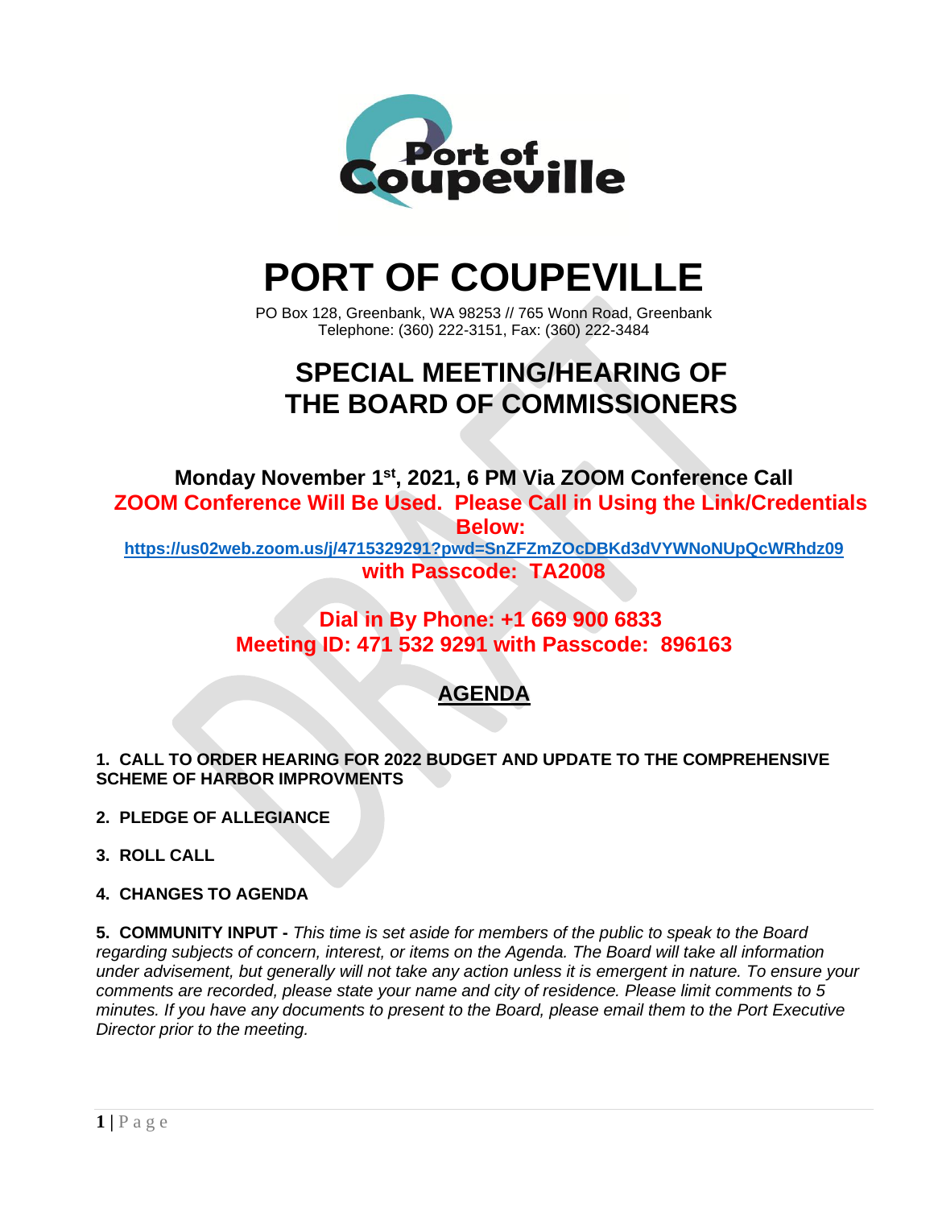# PORT OF COUPEVILLE

PO Box 128, Greenbank, WA 98253 // 765 Wonn Road, Greenbank
Telephone: (360) 222-3151, Fax: (360) 222-3484

## SPECIAL MEETING/HEARING OF THE BOARD OF COMMISSIONERS

**Monday November 1st, 2021, 6 PM Via ZOOM Conference Call**

**ZOOM Conference Will Be Used. Please Call in Using the Link/Credentials Below:**

**https://us02web.zoom.us/j/4715329291?pwd=SnZFZmZOcDBKd3dVYWNoNUpQcWRhdz09**

**with Passcode: TA2008**

**Dial in By Phone: +1 669 900 6833**

**Meeting ID: 471 532 9291 with Passcode: 896163**

## AGENDA

**1. CALL TO ORDER HEARING FOR 2022 BUDGET AND UPDATE TO THE COMPREHENSIVE SCHEME OF HARBOR IMPROVMENTS**

**2. PLEDGE OF ALLEGIANCE**

**3. ROLL CALL**

**4. CHANGES TO AGENDA**

**5. COMMUNITY INPUT -** *This time is set aside for members of the public to speak to the Board regarding subjects of concern, interest, or items on the Agenda. The Board will take all information under advisement, but generally will not take any action unless it is emergent in nature. To ensure your comments are recorded, please state your name and city of residence. Please limit comments to 5 minutes. If you have any documents to present to the Board, please email them to the Port Executive Director prior to the meeting.*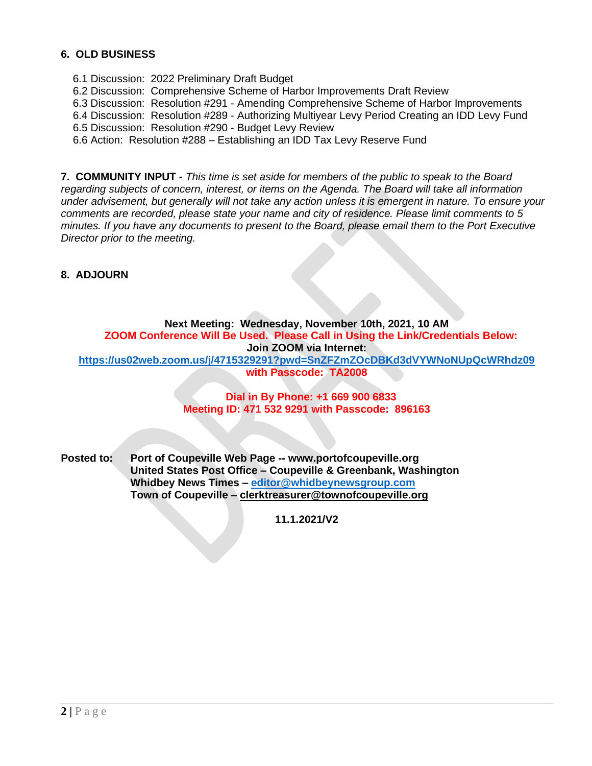## 6. OLD BUSINESS

6.1 Discussion: 2022 Preliminary Draft Budget
6.2 Discussion: Comprehensive Scheme of Harbor Improvements Draft Review
6.3 Discussion: Resolution #291 - Amending Comprehensive Scheme of Harbor Improvements
6.4 Discussion: Resolution #289 - Authorizing Multiyear Levy Period Creating an IDD Levy Fund
6.5 Discussion: Resolution #290 - Budget Levy Review
6.6 Action: Resolution #288 – Establishing an IDD Tax Levy Reserve Fund

**7. COMMUNITY INPUT -** *This time is set aside for members of the public to speak to the Board regarding subjects of concern, interest, or items on the Agenda. The Board will take all information under advisement, but generally will not take any action unless it is emergent in nature. To ensure your comments are recorded, please state your name and city of residence. Please limit comments to 5 minutes. If you have any documents to present to the Board, please email them to the Port Executive Director prior to the meeting.*

## 8. ADJOURN

**Next Meeting: Wednesday, November 10th, 2021, 10 AM**
**ZOOM Conference Will Be Used. Please Call in Using the Link/Credentials Below:**
**Join ZOOM via Internet:**
**https://us02web.zoom.us/j/4715329291?pwd=SnZFZmZOcDBKd3dVYWNoNUpQcWRhdz09**
**with Passcode: TA2008**

**Dial in By Phone: +1 669 900 6833**
**Meeting ID: 471 532 9291 with Passcode: 896163**

**Posted to:** **Port of Coupeville Web Page -- www.portofcoupeville.org**
**United States Post Office – Coupeville & Greenbank, Washington**
**Whidbey News Times – editor@whidbeynewsgroup.com**
**Town of Coupeville – clerktreasurer@townofcoupeville.org**

**11.1.2021/V2**